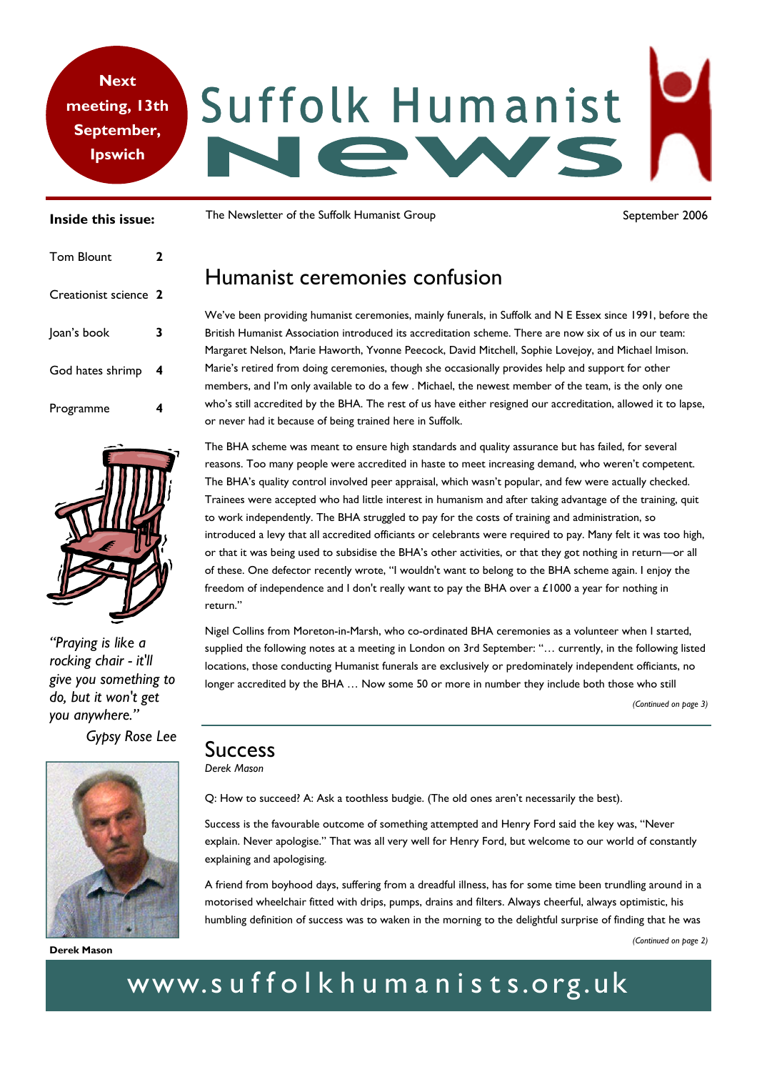**Next meeting, 13th September, Ipswich**

# Suffolk Humanist News

The Newsletter of the Suffolk Humanist Group

September 2006

**Inside this issue:**

| | |
|---|---|
| Tom Blount | 2 |
| Creationist science | 2 |
| Joan's book | 3 |
| God hates shrimp | 4 |
| Programme | 4 |

*"Praying is like a rocking chair - it'll give you something to do, but it won't get you anywhere."*

*Gypsy Rose Lee*

**Derek Mason**

## Humanist ceremonies confusion

We've been providing humanist ceremonies, mainly funerals, in Suffolk and N E Essex since 1991, before the British Humanist Association introduced its accreditation scheme. There are now six of us in our team: Margaret Nelson, Marie Haworth, Yvonne Peecock, David Mitchell, Sophie Lovejoy, and Michael Imison. Marie's retired from doing ceremonies, though she occasionally provides help and support for other members, and I'm only available to do a few . Michael, the newest member of the team, is the only one who's still accredited by the BHA. The rest of us have either resigned our accreditation, allowed it to lapse, or never had it because of being trained here in Suffolk.

The BHA scheme was meant to ensure high standards and quality assurance but has failed, for several reasons. Too many people were accredited in haste to meet increasing demand, who weren't competent. The BHA's quality control involved peer appraisal, which wasn't popular, and few were actually checked. Trainees were accepted who had little interest in humanism and after taking advantage of the training, quit to work independently. The BHA struggled to pay for the costs of training and administration, so introduced a levy that all accredited officiants or celebrants were required to pay. Many felt it was too high, or that it was being used to subsidise the BHA's other activities, or that they got nothing in return—or all of these. One defector recently wrote, "I wouldn't want to belong to the BHA scheme again. I enjoy the freedom of independence and I don't really want to pay the BHA over a £1000 a year for nothing in return."

Nigel Collins from Moreton-in-Marsh, who co-ordinated BHA ceremonies as a volunteer when I started, supplied the following notes at a meeting in London on 3rd September: "… currently, in the following listed locations, those conducting Humanist funerals are exclusively or predominately independent officiants, no longer accredited by the BHA … Now some 50 or more in number they include both those who still

*(Continued on page 3)*

## Success

*Derek Mason*

Q: How to succeed? A: Ask a toothless budgie. (The old ones aren't necessarily the best).

Success is the favourable outcome of something attempted and Henry Ford said the key was, "Never explain. Never apologise." That was all very well for Henry Ford, but welcome to our world of constantly explaining and apologising.

A friend from boyhood days, suffering from a dreadful illness, has for some time been trundling around in a motorised wheelchair fitted with drips, pumps, drains and filters. Always cheerful, always optimistic, his humbling definition of success was to waken in the morning to the delightful surprise of finding that he was

*(Continued on page 2)*

www.suffolkhumanists.org.uk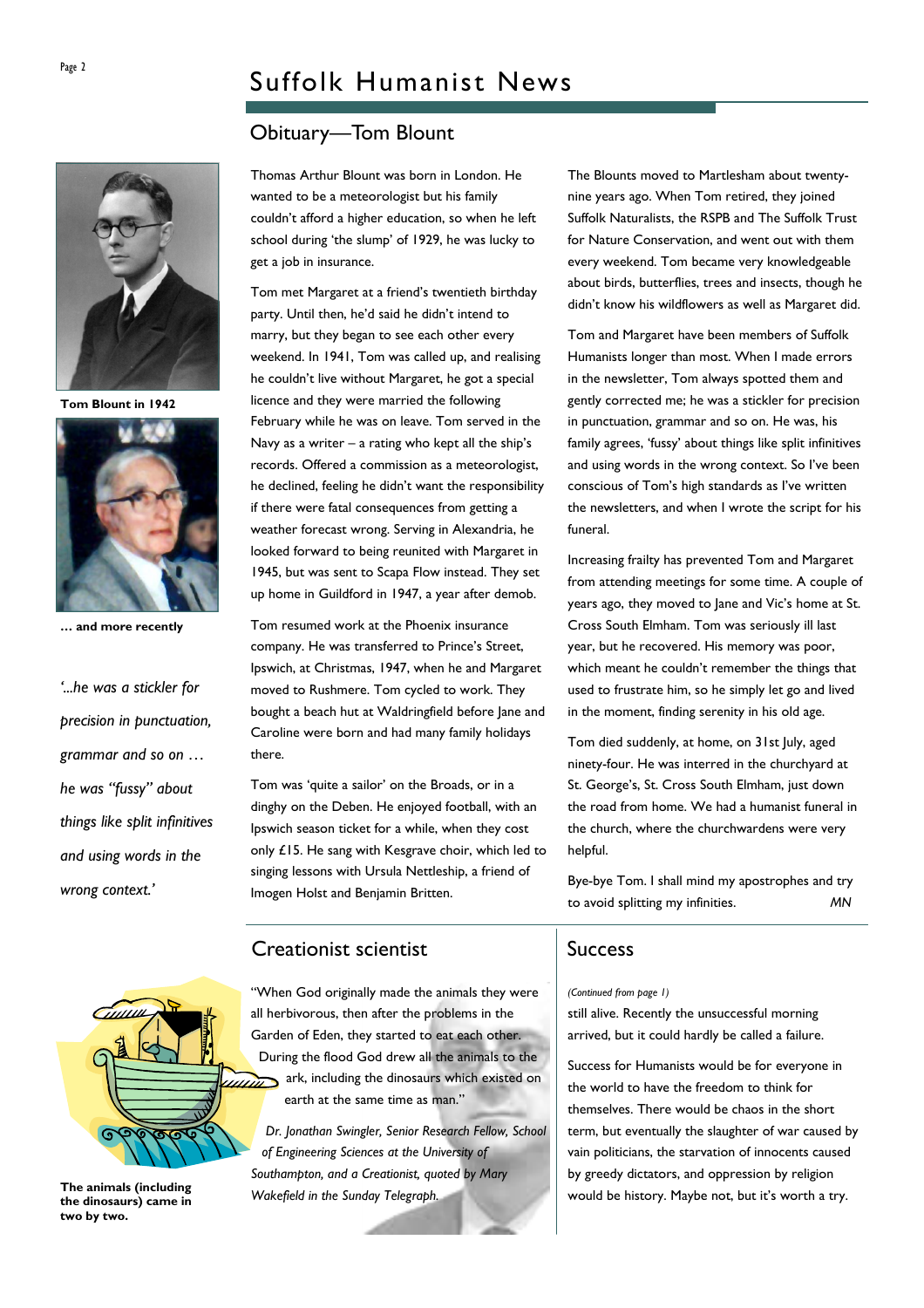## Obituary—Tom Blount

**Tom Blount in 1942**

**… and more recently**

*'...he was a stickler for precision in punctuation, grammar and so on … he was "fussy" about things like split infinitives and using words in the wrong context.'*

Thomas Arthur Blount was born in London. He wanted to be a meteorologist but his family couldn't afford a higher education, so when he left school during 'the slump' of 1929, he was lucky to get a job in insurance.

Tom met Margaret at a friend's twentieth birthday party. Until then, he'd said he didn't intend to marry, but they began to see each other every weekend. In 1941, Tom was called up, and realising he couldn't live without Margaret, he got a special licence and they were married the following February while he was on leave. Tom served in the Navy as a writer – a rating who kept all the ship's records. Offered a commission as a meteorologist, he declined, feeling he didn't want the responsibility if there were fatal consequences from getting a weather forecast wrong. Serving in Alexandria, he looked forward to being reunited with Margaret in 1945, but was sent to Scapa Flow instead. They set up home in Guildford in 1947, a year after demob.

Tom resumed work at the Phoenix insurance company. He was transferred to Prince's Street, Ipswich, at Christmas, 1947, when he and Margaret moved to Rushmere. Tom cycled to work. They bought a beach hut at Waldringfield before Jane and Caroline were born and had many family holidays there.

Tom was 'quite a sailor' on the Broads, or in a dinghy on the Deben. He enjoyed football, with an Ipswich season ticket for a while, when they cost only £15. He sang with Kesgrave choir, which led to singing lessons with Ursula Nettleship, a friend of Imogen Holst and Benjamin Britten.

The Blounts moved to Martlesham about twenty-nine years ago. When Tom retired, they joined Suffolk Naturalists, the RSPB and The Suffolk Trust for Nature Conservation, and went out with them every weekend. Tom became very knowledgeable about birds, butterflies, trees and insects, though he didn't know his wildflowers as well as Margaret did.

Tom and Margaret have been members of Suffolk Humanists longer than most. When I made errors in the newsletter, Tom always spotted them and gently corrected me; he was a stickler for precision in punctuation, grammar and so on. He was, his family agrees, 'fussy' about things like split infinitives and using words in the wrong context. So I've been conscious of Tom's high standards as I've written the newsletters, and when I wrote the script for his funeral.

Increasing frailty has prevented Tom and Margaret from attending meetings for some time. A couple of years ago, they moved to Jane and Vic's home at St. Cross South Elmham. Tom was seriously ill last year, but he recovered. His memory was poor, which meant he couldn't remember the things that used to frustrate him, so he simply let go and lived in the moment, finding serenity in his old age.

Tom died suddenly, at home, on 31st July, aged ninety-four. He was interred in the churchyard at St. George's, St. Cross South Elmham, just down the road from home. We had a humanist funeral in the church, where the churchwardens were very helpful.

Bye-bye Tom. I shall mind my apostrophes and try to avoid splitting my infinities. *MN*

## Creationist scientist

"When God originally made the animals they were all herbivorous, then after the problems in the Garden of Eden, they started to eat each other. During the flood God drew all the animals to the ark, including the dinosaurs which existed on earth at the same time as man."

*Dr. Jonathan Swingler, Senior Research Fellow, School of Engineering Sciences at the University of Southampton, and a Creationist, quoted by Mary Wakefield in the Sunday Telegraph.*

**The animals (including the dinosaurs) came in two by two.**

## Success

*(Continued from page 1)*

still alive. Recently the unsuccessful morning arrived, but it could hardly be called a failure.

Success for Humanists would be for everyone in the world to have the freedom to think for themselves. There would be chaos in the short term, but eventually the slaughter of war caused by vain politicians, the starvation of innocents caused by greedy dictators, and oppression by religion would be history. Maybe not, but it's worth a try.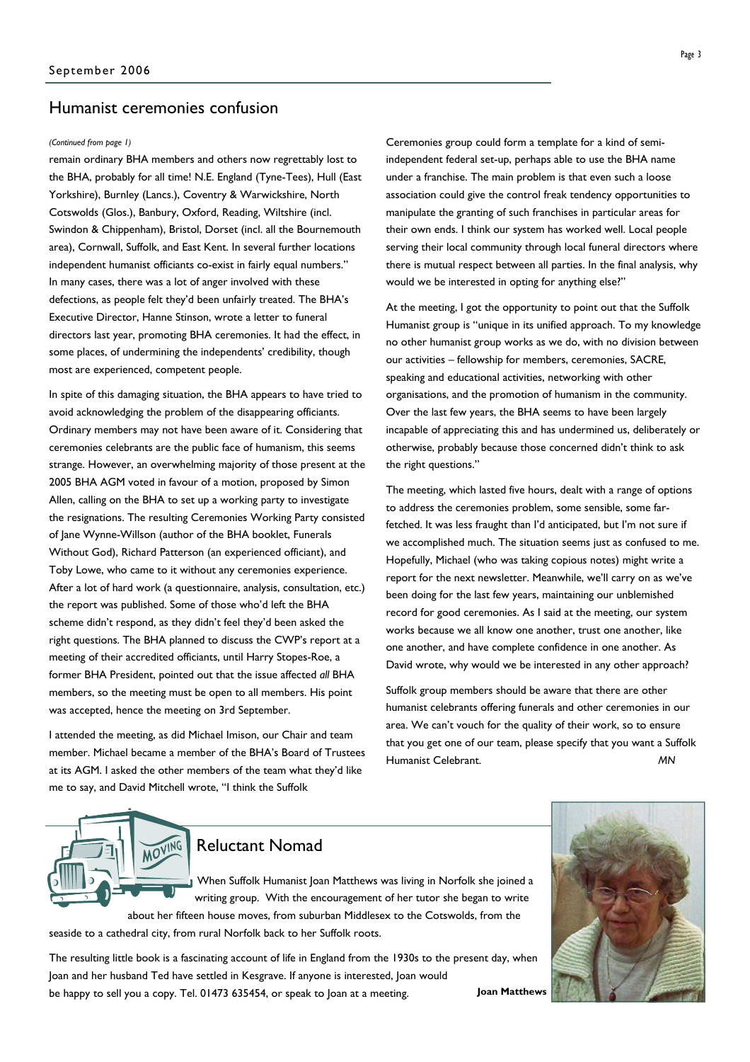## Humanist ceremonies confusion

*(Continued from page 1)*

remain ordinary BHA members and others now regrettably lost to the BHA, probably for all time! N.E. England (Tyne-Tees), Hull (East Yorkshire), Burnley (Lancs.), Coventry & Warwickshire, North Cotswolds (Glos.), Banbury, Oxford, Reading, Wiltshire (incl. Swindon & Chippenham), Bristol, Dorset (incl. all the Bournemouth area), Cornwall, Suffolk, and East Kent. In several further locations independent humanist officiants co-exist in fairly equal numbers." In many cases, there was a lot of anger involved with these defections, as people felt they'd been unfairly treated. The BHA's Executive Director, Hanne Stinson, wrote a letter to funeral directors last year, promoting BHA ceremonies. It had the effect, in some places, of undermining the independents' credibility, though most are experienced, competent people.

In spite of this damaging situation, the BHA appears to have tried to avoid acknowledging the problem of the disappearing officiants. Ordinary members may not have been aware of it. Considering that ceremonies celebrants are the public face of humanism, this seems strange. However, an overwhelming majority of those present at the 2005 BHA AGM voted in favour of a motion, proposed by Simon Allen, calling on the BHA to set up a working party to investigate the resignations. The resulting Ceremonies Working Party consisted of Jane Wynne-Willson (author of the BHA booklet, Funerals Without God), Richard Patterson (an experienced officiant), and Toby Lowe, who came to it without any ceremonies experience. After a lot of hard work (a questionnaire, analysis, consultation, etc.) the report was published. Some of those who'd left the BHA scheme didn't respond, as they didn't feel they'd been asked the right questions. The BHA planned to discuss the CWP's report at a meeting of their accredited officiants, until Harry Stopes-Roe, a former BHA President, pointed out that the issue affected *all* BHA members, so the meeting must be open to all members. His point was accepted, hence the meeting on 3rd September.

I attended the meeting, as did Michael Imison, our Chair and team member. Michael became a member of the BHA's Board of Trustees at its AGM. I asked the other members of the team what they'd like me to say, and David Mitchell wrote, "I think the Suffolk Ceremonies group could form a template for a kind of semi-independent federal set-up, perhaps able to use the BHA name under a franchise. The main problem is that even such a loose association could give the control freak tendency opportunities to manipulate the granting of such franchises in particular areas for their own ends. I think our system has worked well. Local people serving their local community through local funeral directors where there is mutual respect between all parties. In the final analysis, why would we be interested in opting for anything else?"

At the meeting, I got the opportunity to point out that the Suffolk Humanist group is "unique in its unified approach. To my knowledge no other humanist group works as we do, with no division between our activities – fellowship for members, ceremonies, SACRE, speaking and educational activities, networking with other organisations, and the promotion of humanism in the community. Over the last few years, the BHA seems to have been largely incapable of appreciating this and has undermined us, deliberately or otherwise, probably because those concerned didn't think to ask the right questions."

The meeting, which lasted five hours, dealt with a range of options to address the ceremonies problem, some sensible, some far-fetched. It was less fraught than I'd anticipated, but I'm not sure if we accomplished much. The situation seems just as confused to me. Hopefully, Michael (who was taking copious notes) might write a report for the next newsletter. Meanwhile, we'll carry on as we've been doing for the last few years, maintaining our unblemished record for good ceremonies. As I said at the meeting, our system works because we all know one another, trust one another, like one another, and have complete confidence in one another. As David wrote, why would we be interested in any other approach?

Suffolk group members should be aware that there are other humanist celebrants offering funerals and other ceremonies in our area. We can't vouch for the quality of their work, so to ensure that you get one of our team, please specify that you want a Suffolk Humanist Celebrant. *MN*

## Reluctant Nomad

When Suffolk Humanist Joan Matthews was living in Norfolk she joined a writing group. With the encouragement of her tutor she began to write about her fifteen house moves, from suburban Middlesex to the Cotswolds, from the seaside to a cathedral city, from rural Norfolk back to her Suffolk roots.

The resulting little book is a fascinating account of life in England from the 1930s to the present day, when Joan and her husband Ted have settled in Kesgrave. If anyone is interested, Joan would be happy to sell you a copy. Tel. 01473 635454, or speak to Joan at a meeting.

**Joan Matthews**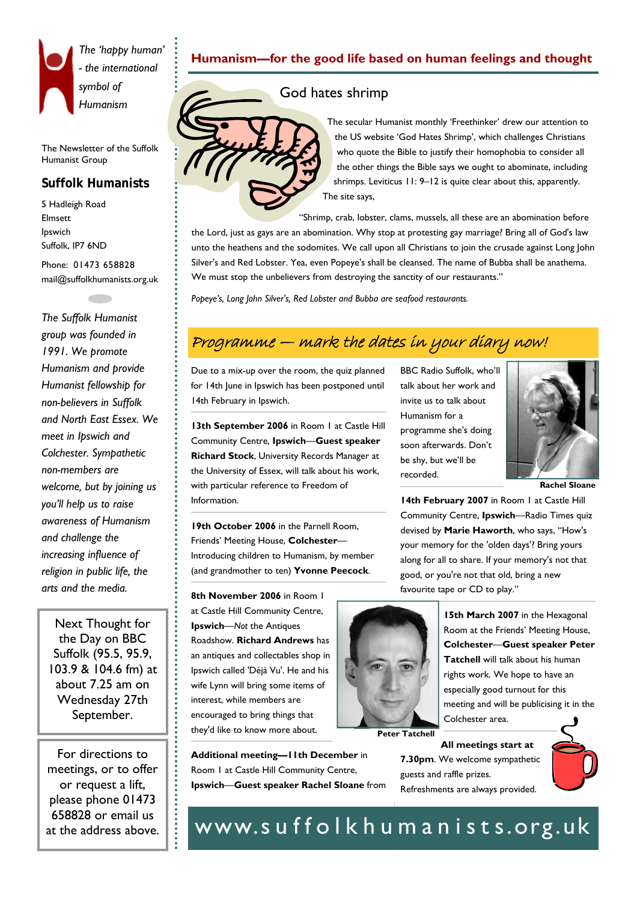*The 'happy human' - the international symbol of Humanism*

The Newsletter of the Suffolk Humanist Group

## Suffolk Humanists

5 Hadleigh Road
Elmsett
Ipswich
Suffolk, IP7 6ND

Phone: 01473 658828
mail@suffolkhumanists.org.uk

*The Suffolk Humanist group was founded in 1991. We promote Humanism and provide Humanist fellowship for non-believers in Suffolk and North East Essex. We meet in Ipswich and Colchester. Sympathetic non-members are welcome, but by joining us you'll help us to raise awareness of Humanism and challenge the increasing influence of religion in public life, the arts and the media.*

Next Thought for the Day on BBC Suffolk (95.5, 95.9, 103.9 & 104.6 fm) at about 7.25 am on Wednesday 27th September.

For directions to meetings, or to offer or request a lift, please phone 01473 658828 or email us at the address above.

# Humanism—for the good life based on human feelings and thought

## God hates shrimp

The secular Humanist monthly 'Freethinker' drew our attention to the US website 'God Hates Shrimp', which challenges Christians who quote the Bible to justify their homophobia to consider all the other things the Bible says we ought to abominate, including shrimps. Leviticus 11: 9–12 is quite clear about this, apparently. The site says,

"Shrimp, crab, lobster, clams, mussels, all these are an abomination before the Lord, just as gays are an abomination. Why stop at protesting gay marriage? Bring all of God's law unto the heathens and the sodomites. We call upon all Christians to join the crusade against Long John Silver's and Red Lobster. Yea, even Popeye's shall be cleansed. The name of Bubba shall be anathema. We must stop the unbelievers from destroying the sanctity of our restaurants."

*Popeye's, Long John Silver's, Red Lobster and Bubba are seafood restaurants.*

## *Programme — mark the dates in your diary now!*

Due to a mix-up over the room, the quiz planned for 14th June in Ipswich has been postponed until 14th February in Ipswich.

**13th September 2006** in Room 1 at Castle Hill Community Centre, **Ipswich**—**Guest speaker Richard Stock**, University Records Manager at the University of Essex, will talk about his work, with particular reference to Freedom of Information.

**19th October 2006** in the Parnell Room, Friends' Meeting House, **Colchester**—Introducing children to Humanism, by member (and grandmother to ten) **Yvonne Peecock**.

**8th November 2006** in Room 1 at Castle Hill Community Centre, **Ipswich**—*Not* the Antiques Roadshow. **Richard Andrews** has an antiques and collectables shop in Ipswich called 'Déjà Vu'. He and his wife Lynn will bring some items of interest, while members are encouraged to bring things that they'd like to know more about.

**Additional meeting—11th December** in Room 1 at Castle Hill Community Centre, **Ipswich**—**Guest speaker Rachel Sloane** from BBC Radio Suffolk, who'll talk about her work and invite us to talk about Humanism for a programme she's doing soon afterwards. Don't be shy, but we'll be recorded.

Rachel Sloane

**14th February 2007** in Room 1 at Castle Hill Community Centre, **Ipswich**—Radio Times quiz devised by **Marie Haworth**, who says, "How's your memory for the 'olden days'? Bring yours along for all to share. If your memory's not that good, or you're not that old, bring a new favourite tape or CD to play."

**15th March 2007** in the Hexagonal Room at the Friends' Meeting House, **Colchester**—**Guest speaker Peter Tatchell** will talk about his human rights work. We hope to have an especially good turnout for this meeting and will be publicising it in the Colchester area.

Peter Tatchell

**All meetings start at 7.30pm**. We welcome sympathetic guests and raffle prizes. Refreshments are always provided.

www.suffolkhumanists.org.uk